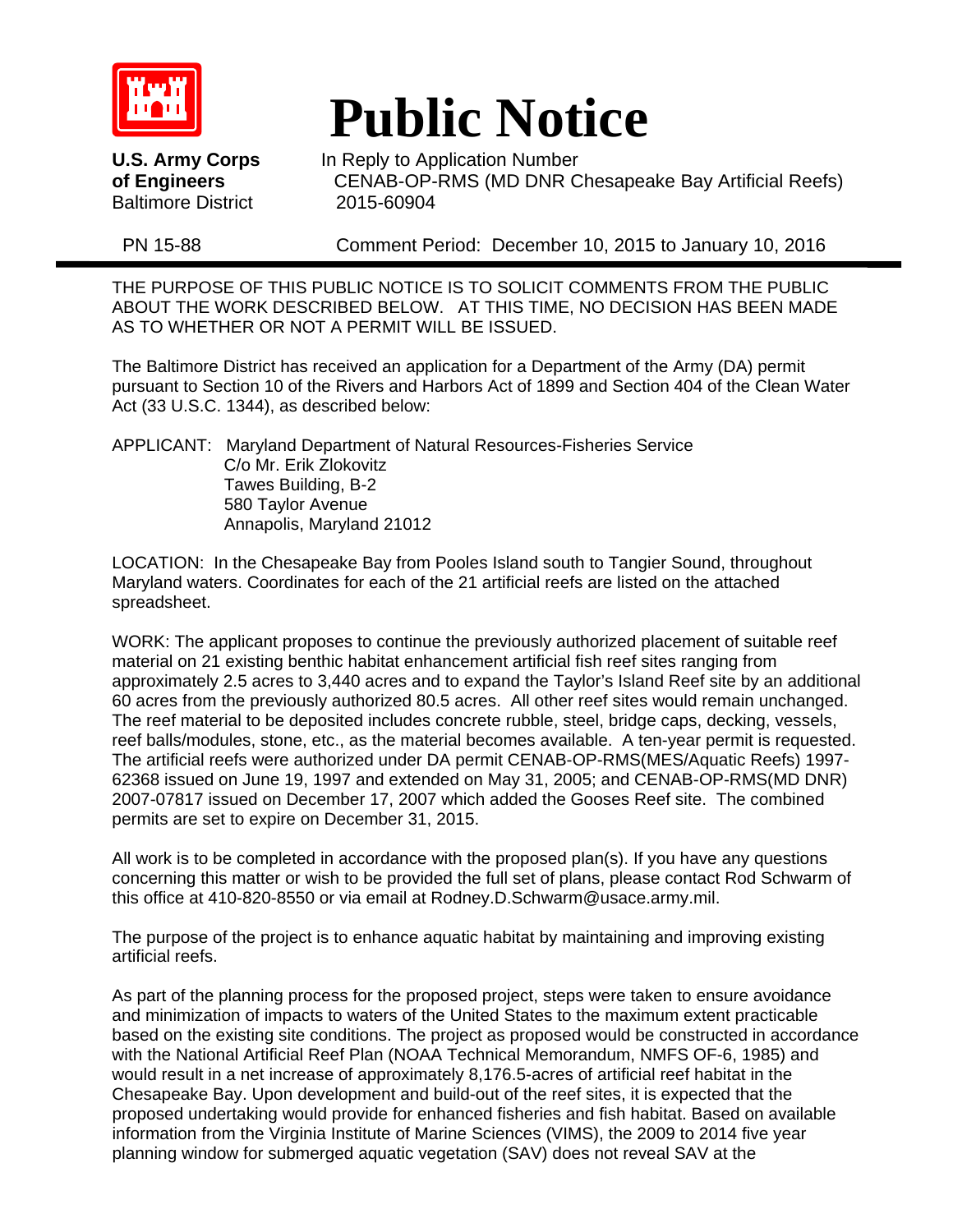# Public Notice

**U.S. Army Corps of Engineers**
Baltimore District

In Reply to Application Number
CENAB-OP-RMS (MD DNR Chesapeake Bay Artificial Reefs)
2015-60904

PN 15-88

Comment Period: December 10, 2015 to January 10, 2016

---

THE PURPOSE OF THIS PUBLIC NOTICE IS TO SOLICIT COMMENTS FROM THE PUBLIC ABOUT THE WORK DESCRIBED BELOW. AT THIS TIME, NO DECISION HAS BEEN MADE AS TO WHETHER OR NOT A PERMIT WILL BE ISSUED.

The Baltimore District has received an application for a Department of the Army (DA) permit pursuant to Section 10 of the Rivers and Harbors Act of 1899 and Section 404 of the Clean Water Act (33 U.S.C. 1344), as described below:

APPLICANT: Maryland Department of Natural Resources-Fisheries Service
C/o Mr. Erik Zlokovitz
Tawes Building, B-2
580 Taylor Avenue
Annapolis, Maryland 21012

LOCATION: In the Chesapeake Bay from Pooles Island south to Tangier Sound, throughout Maryland waters. Coordinates for each of the 21 artificial reefs are listed on the attached spreadsheet.

WORK: The applicant proposes to continue the previously authorized placement of suitable reef material on 21 existing benthic habitat enhancement artificial fish reef sites ranging from approximately 2.5 acres to 3,440 acres and to expand the Taylor's Island Reef site by an additional 60 acres from the previously authorized 80.5 acres. All other reef sites would remain unchanged. The reef material to be deposited includes concrete rubble, steel, bridge caps, decking, vessels, reef balls/modules, stone, etc., as the material becomes available. A ten-year permit is requested. The artificial reefs were authorized under DA permit CENAB-OP-RMS(MES/Aquatic Reefs) 1997-62368 issued on June 19, 1997 and extended on May 31, 2005; and CENAB-OP-RMS(MD DNR) 2007-07817 issued on December 17, 2007 which added the Gooses Reef site. The combined permits are set to expire on December 31, 2015.

All work is to be completed in accordance with the proposed plan(s). If you have any questions concerning this matter or wish to be provided the full set of plans, please contact Rod Schwarm of this office at 410-820-8550 or via email at Rodney.D.Schwarm@usace.army.mil.

The purpose of the project is to enhance aquatic habitat by maintaining and improving existing artificial reefs.

As part of the planning process for the proposed project, steps were taken to ensure avoidance and minimization of impacts to waters of the United States to the maximum extent practicable based on the existing site conditions. The project as proposed would be constructed in accordance with the National Artificial Reef Plan (NOAA Technical Memorandum, NMFS OF-6, 1985) and would result in a net increase of approximately 8,176.5-acres of artificial reef habitat in the Chesapeake Bay. Upon development and build-out of the reef sites, it is expected that the proposed undertaking would provide for enhanced fisheries and fish habitat. Based on available information from the Virginia Institute of Marine Sciences (VIMS), the 2009 to 2014 five year planning window for submerged aquatic vegetation (SAV) does not reveal SAV at the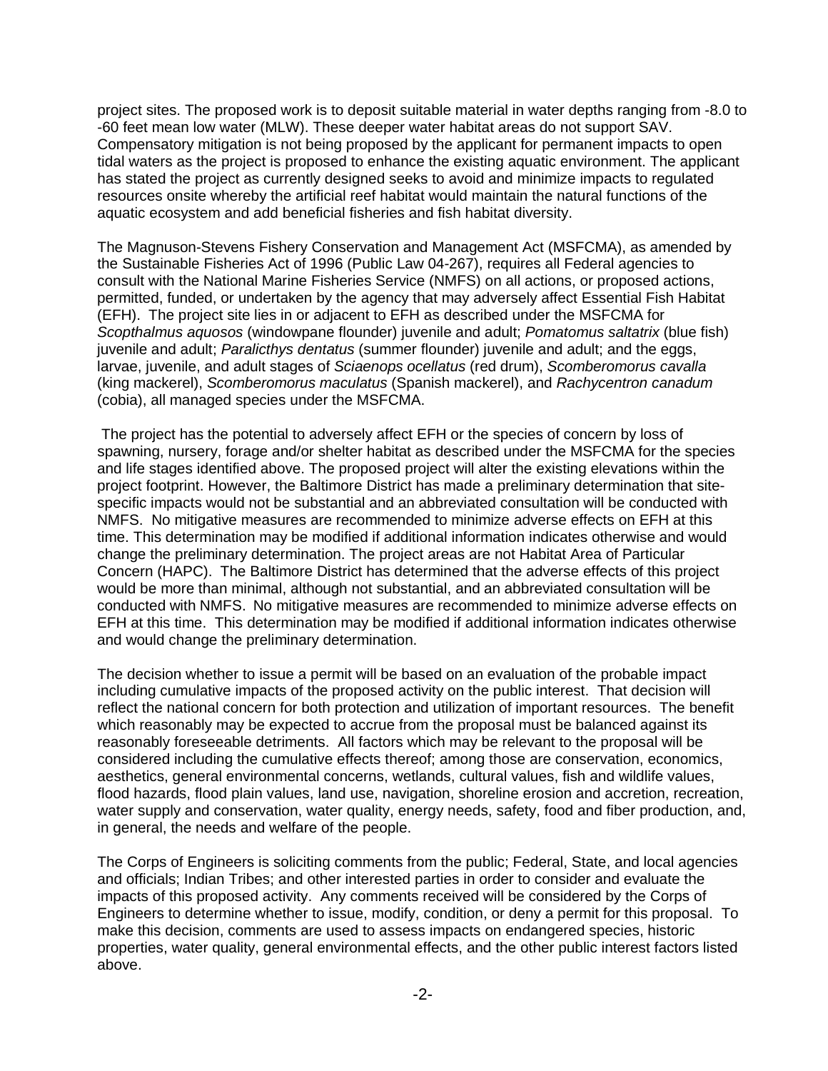project sites. The proposed work is to deposit suitable material in water depths ranging from -8.0 to -60 feet mean low water (MLW). These deeper water habitat areas do not support SAV. Compensatory mitigation is not being proposed by the applicant for permanent impacts to open tidal waters as the project is proposed to enhance the existing aquatic environment. The applicant has stated the project as currently designed seeks to avoid and minimize impacts to regulated resources onsite whereby the artificial reef habitat would maintain the natural functions of the aquatic ecosystem and add beneficial fisheries and fish habitat diversity.

The Magnuson-Stevens Fishery Conservation and Management Act (MSFCMA), as amended by the Sustainable Fisheries Act of 1996 (Public Law 04-267), requires all Federal agencies to consult with the National Marine Fisheries Service (NMFS) on all actions, or proposed actions, permitted, funded, or undertaken by the agency that may adversely affect Essential Fish Habitat (EFH). The project site lies in or adjacent to EFH as described under the MSFCMA for *Scopthalmus aquosos* (windowpane flounder) juvenile and adult; *Pomatomus saltatrix* (blue fish) juvenile and adult; *Paralicthys dentatus* (summer flounder) juvenile and adult; and the eggs, larvae, juvenile, and adult stages of *Sciaenops ocellatus* (red drum), *Scomberomorus cavalla* (king mackerel), *Scomberomorus maculatus* (Spanish mackerel), and *Rachycentron canadum* (cobia), all managed species under the MSFCMA.

The project has the potential to adversely affect EFH or the species of concern by loss of spawning, nursery, forage and/or shelter habitat as described under the MSFCMA for the species and life stages identified above. The proposed project will alter the existing elevations within the project footprint. However, the Baltimore District has made a preliminary determination that site-specific impacts would not be substantial and an abbreviated consultation will be conducted with NMFS. No mitigative measures are recommended to minimize adverse effects on EFH at this time. This determination may be modified if additional information indicates otherwise and would change the preliminary determination. The project areas are not Habitat Area of Particular Concern (HAPC). The Baltimore District has determined that the adverse effects of this project would be more than minimal, although not substantial, and an abbreviated consultation will be conducted with NMFS. No mitigative measures are recommended to minimize adverse effects on EFH at this time. This determination may be modified if additional information indicates otherwise and would change the preliminary determination.

The decision whether to issue a permit will be based on an evaluation of the probable impact including cumulative impacts of the proposed activity on the public interest. That decision will reflect the national concern for both protection and utilization of important resources. The benefit which reasonably may be expected to accrue from the proposal must be balanced against its reasonably foreseeable detriments. All factors which may be relevant to the proposal will be considered including the cumulative effects thereof; among those are conservation, economics, aesthetics, general environmental concerns, wetlands, cultural values, fish and wildlife values, flood hazards, flood plain values, land use, navigation, shoreline erosion and accretion, recreation, water supply and conservation, water quality, energy needs, safety, food and fiber production, and, in general, the needs and welfare of the people.

The Corps of Engineers is soliciting comments from the public; Federal, State, and local agencies and officials; Indian Tribes; and other interested parties in order to consider and evaluate the impacts of this proposed activity. Any comments received will be considered by the Corps of Engineers to determine whether to issue, modify, condition, or deny a permit for this proposal. To make this decision, comments are used to assess impacts on endangered species, historic properties, water quality, general environmental effects, and the other public interest factors listed above.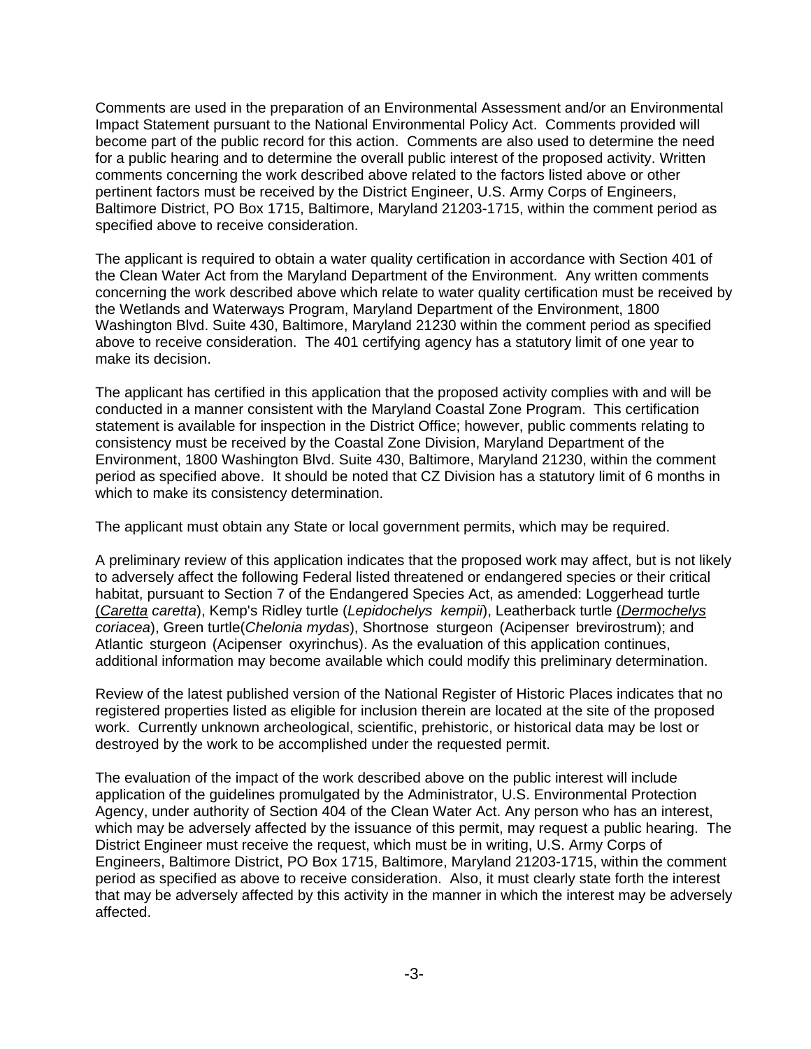Comments are used in the preparation of an Environmental Assessment and/or an Environmental Impact Statement pursuant to the National Environmental Policy Act. Comments provided will become part of the public record for this action. Comments are also used to determine the need for a public hearing and to determine the overall public interest of the proposed activity. Written comments concerning the work described above related to the factors listed above or other pertinent factors must be received by the District Engineer, U.S. Army Corps of Engineers, Baltimore District, PO Box 1715, Baltimore, Maryland 21203-1715, within the comment period as specified above to receive consideration.

The applicant is required to obtain a water quality certification in accordance with Section 401 of the Clean Water Act from the Maryland Department of the Environment. Any written comments concerning the work described above which relate to water quality certification must be received by the Wetlands and Waterways Program, Maryland Department of the Environment, 1800 Washington Blvd. Suite 430, Baltimore, Maryland 21230 within the comment period as specified above to receive consideration. The 401 certifying agency has a statutory limit of one year to make its decision.

The applicant has certified in this application that the proposed activity complies with and will be conducted in a manner consistent with the Maryland Coastal Zone Program. This certification statement is available for inspection in the District Office; however, public comments relating to consistency must be received by the Coastal Zone Division, Maryland Department of the Environment, 1800 Washington Blvd. Suite 430, Baltimore, Maryland 21230, within the comment period as specified above. It should be noted that CZ Division has a statutory limit of 6 months in which to make its consistency determination.

The applicant must obtain any State or local government permits, which may be required.

A preliminary review of this application indicates that the proposed work may affect, but is not likely to adversely affect the following Federal listed threatened or endangered species or their critical habitat, pursuant to Section 7 of the Endangered Species Act, as amended: Loggerhead turtle (*Caretta caretta*), Kemp's Ridley turtle (*Lepidochelys kempii*), Leatherback turtle (*Dermochelys coriacea*), Green turtle(*Chelonia mydas*), Shortnose sturgeon (Acipenser brevirostrum); and Atlantic sturgeon (Acipenser oxyrinchus). As the evaluation of this application continues, additional information may become available which could modify this preliminary determination.

Review of the latest published version of the National Register of Historic Places indicates that no registered properties listed as eligible for inclusion therein are located at the site of the proposed work. Currently unknown archeological, scientific, prehistoric, or historical data may be lost or destroyed by the work to be accomplished under the requested permit.

The evaluation of the impact of the work described above on the public interest will include application of the guidelines promulgated by the Administrator, U.S. Environmental Protection Agency, under authority of Section 404 of the Clean Water Act. Any person who has an interest, which may be adversely affected by the issuance of this permit, may request a public hearing. The District Engineer must receive the request, which must be in writing, U.S. Army Corps of Engineers, Baltimore District, PO Box 1715, Baltimore, Maryland 21203-1715, within the comment period as specified as above to receive consideration. Also, it must clearly state forth the interest that may be adversely affected by this activity in the manner in which the interest may be adversely affected.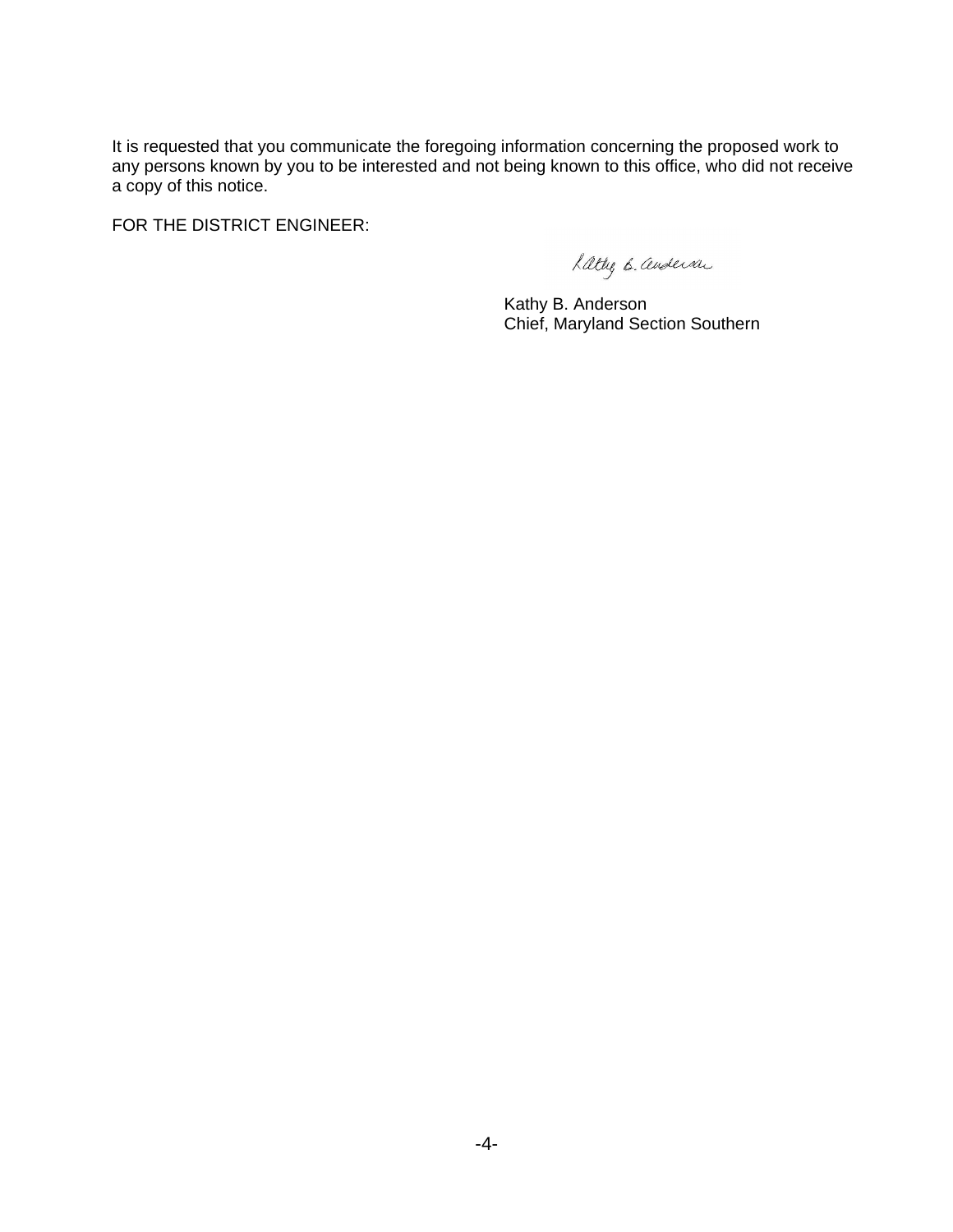It is requested that you communicate the foregoing information concerning the proposed work to any persons known by you to be interested and not being known to this office, who did not receive a copy of this notice.

FOR THE DISTRICT ENGINEER:

Kathy B. Anderson
Chief, Maryland Section Southern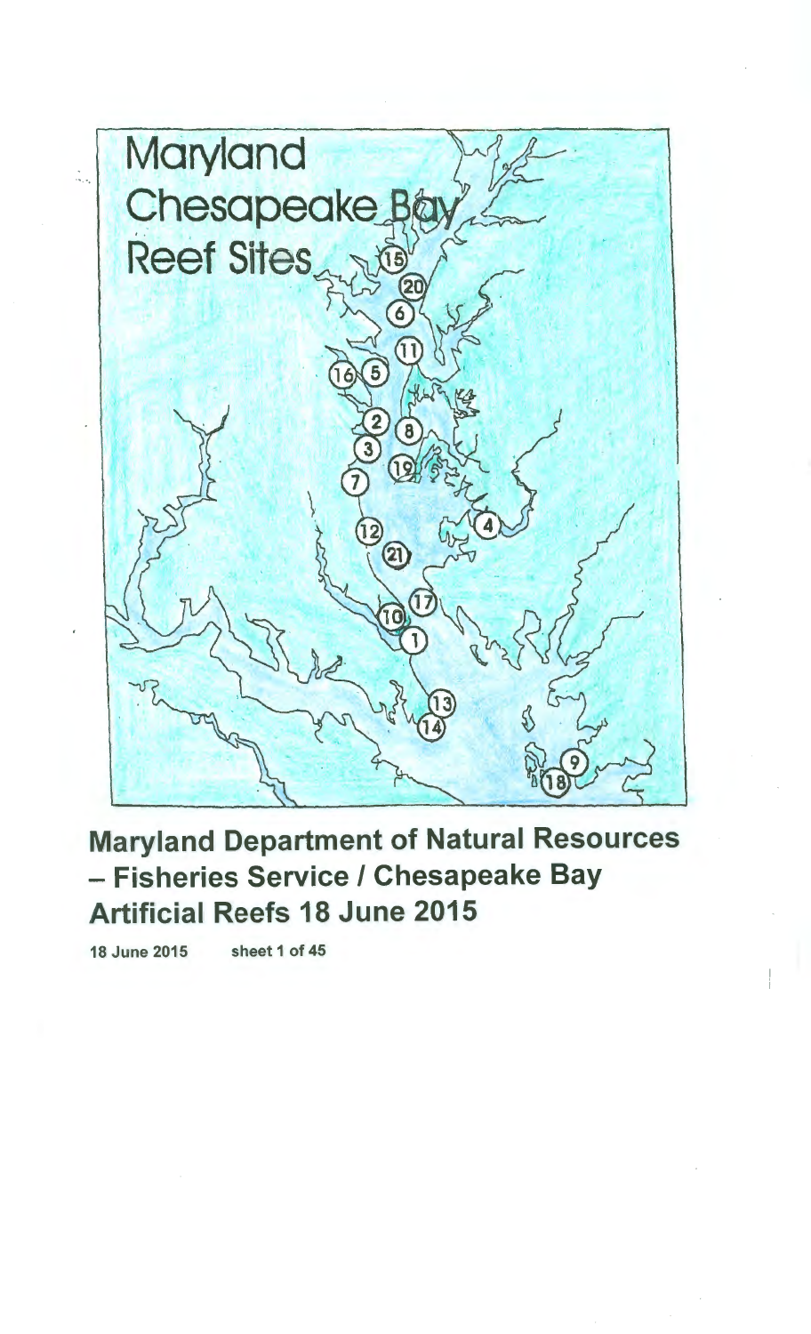# Maryland Chesapeake Bay Reef Sites

15

20

6

11

16 5

2 8

3

19

7

4

12

21

17

10

1

13

14

9

18

**Maryland Department of Natural Resources – Fisheries Service / Chesapeake Bay Artificial Reefs 18 June 2015**

**18 June 2015 sheet 1 of 45**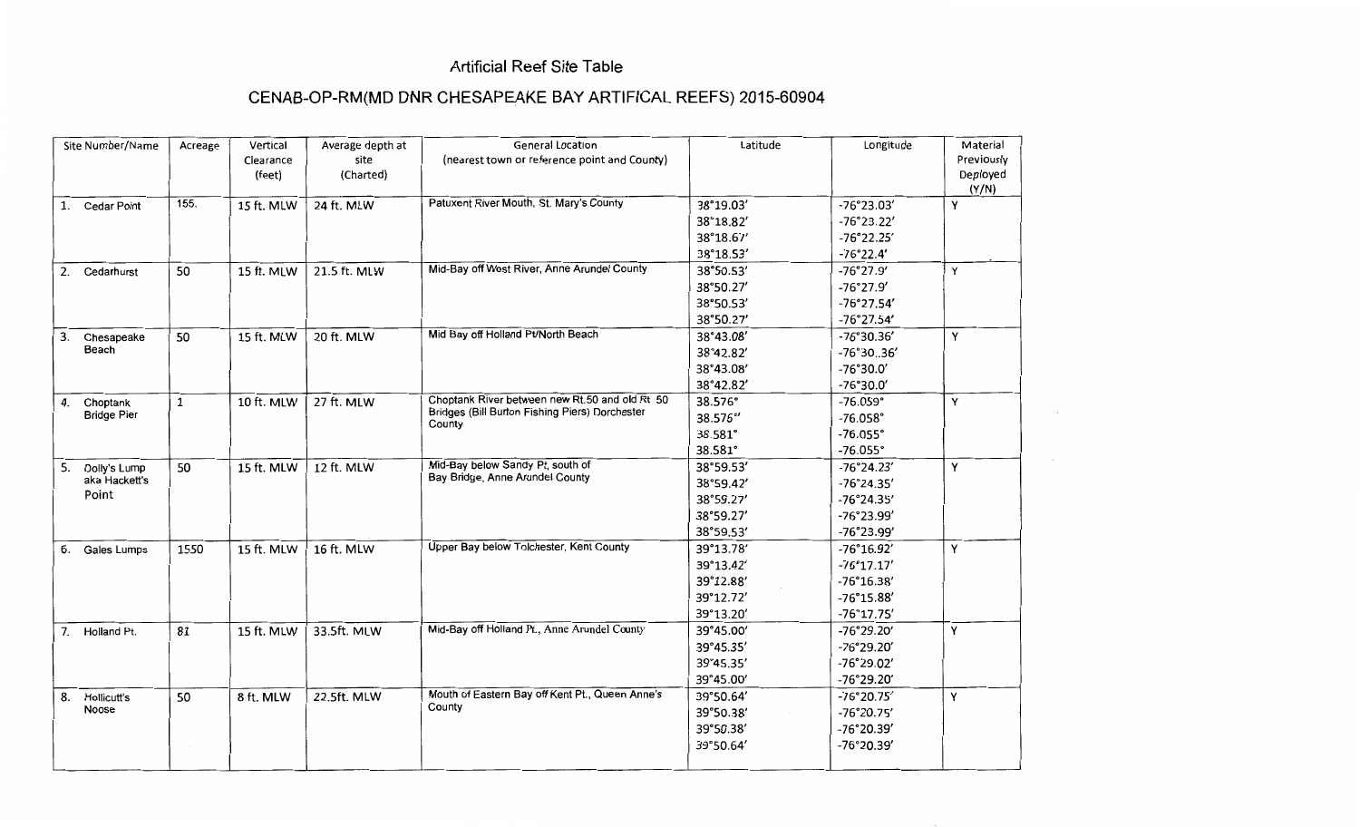Artificial Reef Site Table

## CENAB-OP-RM(MD DNR CHESAPEAKE BAY ARTIFICAL REEFS) 2015-60904

| Site Number/Name | Acreage | Vertical Clearance (feet) | Average depth at site (Charted) | General Location (nearest town or reference point and County) | Latitude | Longitude | Material Previously Deployed (Y/N) |
|---|---|---|---|---|---|---|---|
| 1. Cedar Point | 155. | 15 ft. MLW | 24 ft. MLW | Patuxent River Mouth, St. Mary's County | 38°19.03' | -76°23.03' | Y |
| | | | | | 38°18.82' | -76°23.22' | |
| | | | | | 38°18.67' | -76°22.25' | |
| | | | | | 38°18.53' | -76°22.4' | |
| 2. Cedarhurst | 50 | 15 ft. MLW | 21.5 ft. MLW | Mid-Bay off West River, Anne Arundel County | 38°50.53' | -76°27.9' | Y |
| | | | | | 38°50.27' | -76°27.9' | |
| | | | | | 38°50.53' | -76°27.54' | |
| | | | | | 38°50.27' | -76°27.54' | |
| 3. Chesapeake Beach | 50 | 15 ft. MLW | 20 ft. MLW | Mid Bay off Holland Pt/North Beach | 38°43.08' | -76°30.36' | Y |
| | | | | | 38°42.82' | -76°30..36' | |
| | | | | | 38°43.08' | -76°30.0' | |
| | | | | | 38°42.82' | -76°30.0' | |
| 4. Choptank Bridge Pier | 1 | 10 ft. MLW | 27 ft. MLW | Choptank River between new Rt.50 and old Rt 50 Bridges (Bill Burton Fishing Piers) Dorchester County | 38.576° | -76.059° | Y |
| | | | | | 38.576" | -76.058° | |
| | | | | | 38.581° | -76.055° | |
| | | | | | 38.581° | -76.055° | |
| 5. Dolly's Lump aka Hackett's Point | 50 | 15 ft. MLW | 12 ft. MLW | Mid-Bay below Sandy Pt, south of Bay Bridge, Anne Arundel County | 38°59.53' | -76°24.23' | Y |
| | | | | | 38°59.42' | -76°24.35' | |
| | | | | | 38°59.27' | -76°24.35' | |
| | | | | | 38°59.27' | -76°23.99' | |
| | | | | | 38°59.53' | -76°23.99' | |
| 6. Gales Lumps | 1550 | 15 ft. MLW | 16 ft. MLW | Upper Bay below Tolchester, Kent County | 39°13.78' | -76°16.92' | Y |
| | | | | | 39°13.42' | -76°17.17' | |
| | | | | | 39°12.88' | -76°16.38' | |
| | | | | | 39°12.72' | -76°15.88' | |
| | | | | | 39°13.20' | -76°17.75' | |
| 7. Holland Pt. | 81 | 15 ft. MLW | 33.5ft. MLW | Mid-Bay off Holland Pt., Anne Arundel County | 39°45.00' | -76°29.20' | Y |
| | | | | | 39°45.35' | -76°29.20' | |
| | | | | | 39°45.35' | -76°29.02' | |
| | | | | | 39°45.00' | -76°29.20' | |
| 8. Hollicutt's Noose | 50 | 8 ft. MLW | 22.5ft. MLW | Mouth of Eastern Bay off Kent Pt., Queen Anne's County | 39°50.64' | -76°20.75' | Y |
| | | | | | 39°50.38' | -76°20.75' | |
| | | | | | 39°50.38' | -76°20.39' | |
| | | | | | 39°50.64' | -76°20.39' | |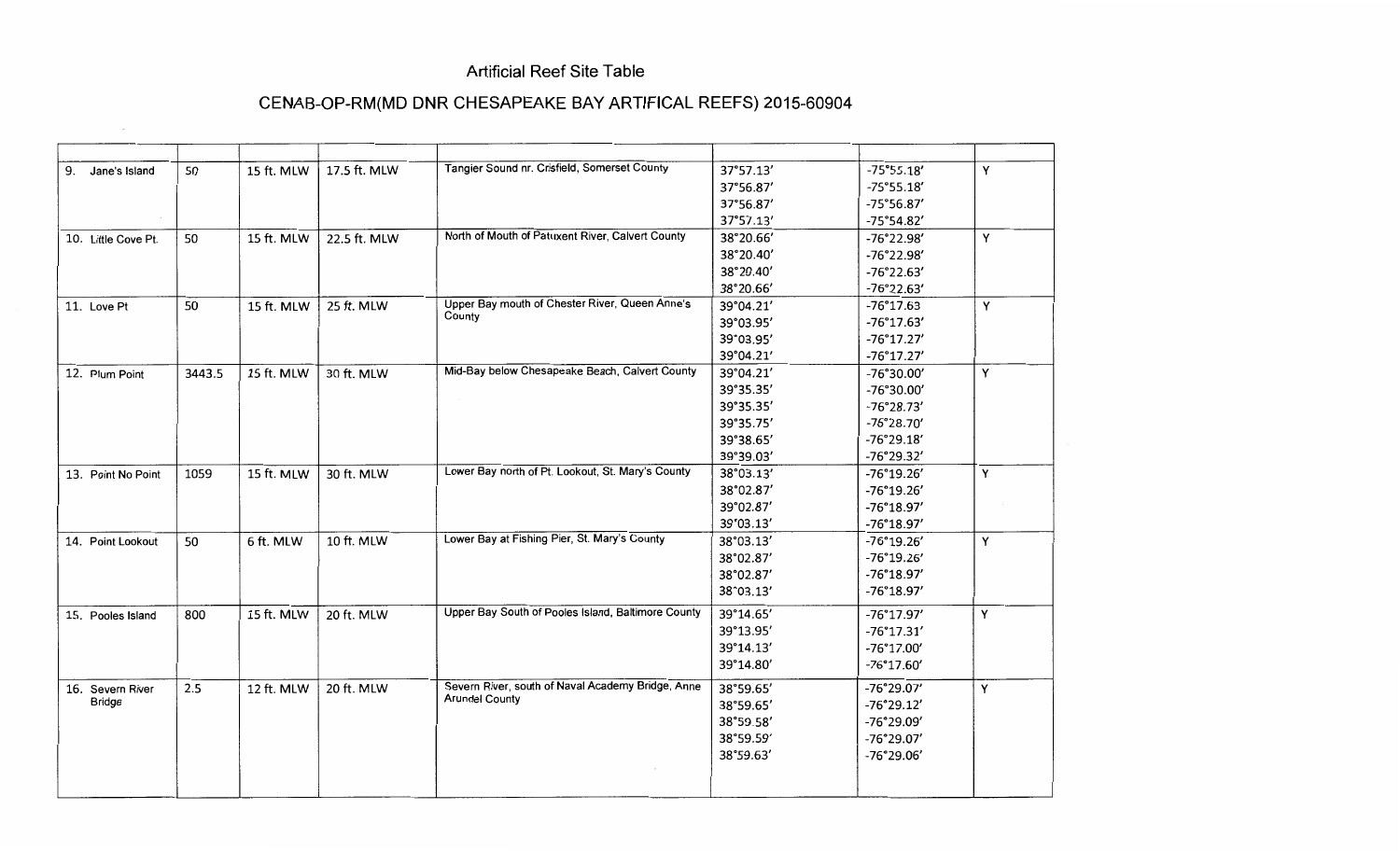# Artificial Reef Site Table

## CENAB-OP-RM(MD DNR CHESAPEAKE BAY ARTIFICAL REEFS) 2015-60904

| | | | | | | | |
|---|---|---|---|---|---|---|---|
| 9. Jane's Island | 50 | 15 ft. MLW | 17.5 ft. MLW | Tangier Sound nr. Crisfield, Somerset County | 37°57.13′ | -75°55.18′ | Y |
| | | | | | 37°56.87′ | -75°55.18′ | |
| | | | | | 37°56.87′ | -75°56.87′ | |
| | | | | | 37°57.13′ | -75°54.82′ | |
| 10. Little Cove Pt. | 50 | 15 ft. MLW | 22.5 ft. MLW | North of Mouth of Patuxent River, Calvert County | 38°20.66′ | -76°22.98′ | Y |
| | | | | | 38°20.40′ | -76°22.98′ | |
| | | | | | 38°20.40′ | -76°22.63′ | |
| | | | | | 38°20.66′ | -76°22.63′ | |
| 11. Love Pt | 50 | 15 ft. MLW | 25 ft. MLW | Upper Bay mouth of Chester River, Queen Anne's County | 39°04.21′ | -76°17.63 | Y |
| | | | | | 39°03.95′ | -76°17.63′ | |
| | | | | | 39°03.95′ | -76°17.27′ | |
| | | | | | 39°04.21′ | -76°17.27′ | |
| 12. Plum Point | 3443.5 | 15 ft. MLW | 30 ft. MLW | Mid-Bay below Chesapeake Beach, Calvert County | 39°04.21′ | -76°30.00′ | Y |
| | | | | | 39°35.35′ | -76°30.00′ | |
| | | | | | 39°35.35′ | -76°28.73′ | |
| | | | | | 39°35.75′ | -76°28.70′ | |
| | | | | | 39°38.65′ | -76°29.18′ | |
| | | | | | 39°39.03′ | -76°29.32′ | |
| 13. Point No Point | 1059 | 15 ft. MLW | 30 ft. MLW | Lower Bay north of Pt. Lookout, St. Mary's County | 38°03.13′ | -76°19.26′ | Y |
| | | | | | 38°02.87′ | -76°19.26′ | |
| | | | | | 39°02.87′ | -76°18.97′ | |
| | | | | | 39°03.13′ | -76°18.97′ | |
| 14. Point Lookout | 50 | 6 ft. MLW | 10 ft. MLW | Lower Bay at Fishing Pier, St. Mary's County | 38°03.13′ | -76°19.26′ | Y |
| | | | | | 38°02.87′ | -76°19.26′ | |
| | | | | | 38°02.87′ | -76°18.97′ | |
| | | | | | 38°03.13′ | -76°18.97′ | |
| 15. Pooles Island | 800 | 15 ft. MLW | 20 ft. MLW | Upper Bay South of Pooles Island, Baltimore County | 39°14.65′ | -76°17.97′ | Y |
| | | | | | 39°13.95′ | -76°17.31′ | |
| | | | | | 39°14.13′ | -76°17.00′ | |
| | | | | | 39°14.80′ | -76°17.60′ | |
| 16. Severn River Bridge | 2.5 | 12 ft. MLW | 20 ft. MLW | Severn River, south of Naval Academy Bridge, Anne Arundel County | 38°59.65′ | -76°29.07′ | Y |
| | | | | | 38°59.65′ | -76°29.12′ | |
| | | | | | 38°59.58′ | -76°29.09′ | |
| | | | | | 38°59.59′ | -76°29.07′ | |
| | | | | | 38°59.63′ | -76°29.06′ | |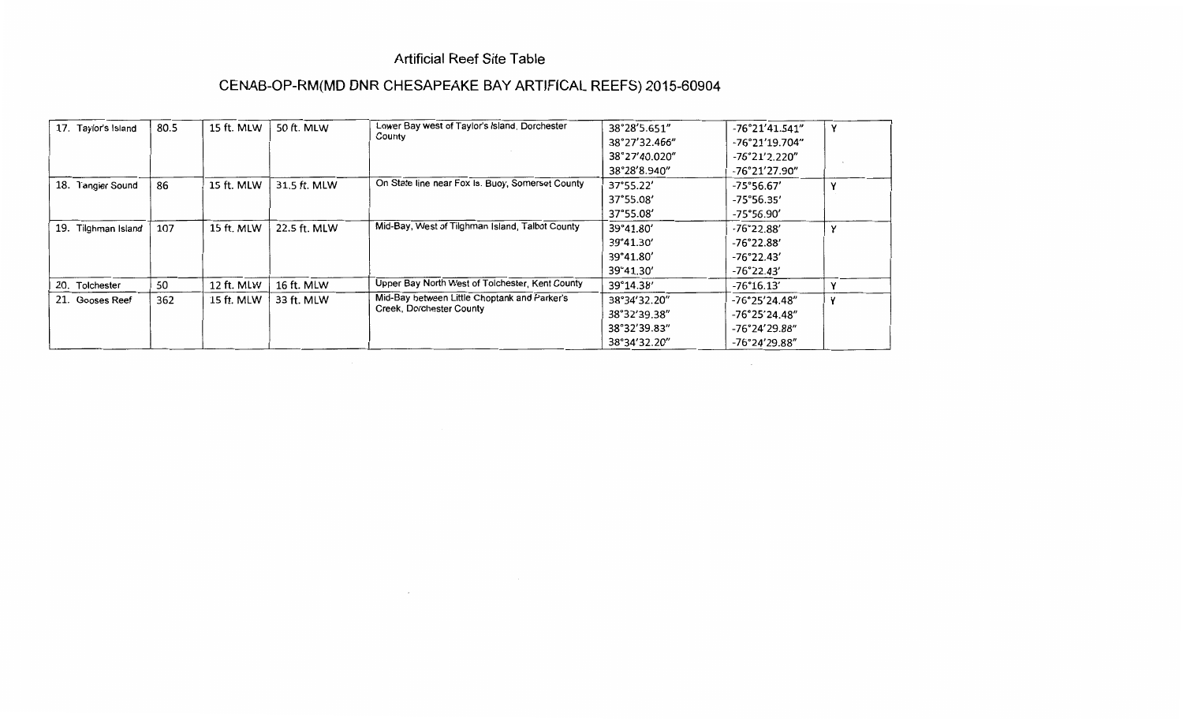Artificial Reef Site Table

CENAB-OP-RM(MD DNR CHESAPEAKE BAY ARTIFICAL REEFS) 2015-60904

| | | | | | | | |
|---|---|---|---|---|---|---|---|
| 17. Taylor's Island | 80.5 | 15 ft. MLW | 50 ft. MLW | Lower Bay west of Taylor's Island, Dorchester County | 38°28'5.651"<br>38°27'32.466"<br>38°27'40.020"<br>38°28'8.940" | -76°21'41.541"<br>-76°21'19.704"<br>-76°21'2.220"<br>-76°21'27.90" | Y |
| 18. Tangier Sound | 86 | 15 ft. MLW | 31.5 ft. MLW | On State line near Fox Is. Buoy, Somerset County | 37°55.22'<br>37°55.08'<br>37°55.08' | -75°56.67'<br>-75°56.35'<br>-75°56.90' | Y |
| 19. Tilghman Island | 107 | 15 ft. MLW | 22.5 ft. MLW | Mid-Bay, West of Tilghman Island, Talbot County | 39°41.80'<br>39°41.30'<br>39°41.80'<br>39°41.30' | -76°22.88'<br>-76°22.88'<br>-76°22.43'<br>-76°22.43' | Y |
| 20. Tolchester | 50 | 12 ft. MLW | 16 ft. MLW | Upper Bay North West of Tolchester, Kent County | 39°14.38' | -76°16.13' | Y |
| 21. Gooses Reef | 362 | 15 ft. MLW | 33 ft. MLW | Mid-Bay between Little Choptank and Parker's Creek, Dorchester County | 38°34'32.20"<br>38°32'39.38"<br>38°32'39.83"<br>38°34'32.20" | -76°25'24.48"<br>-76°25'24.48"<br>-76°24'29.88"<br>-76°24'29.88" | Y |